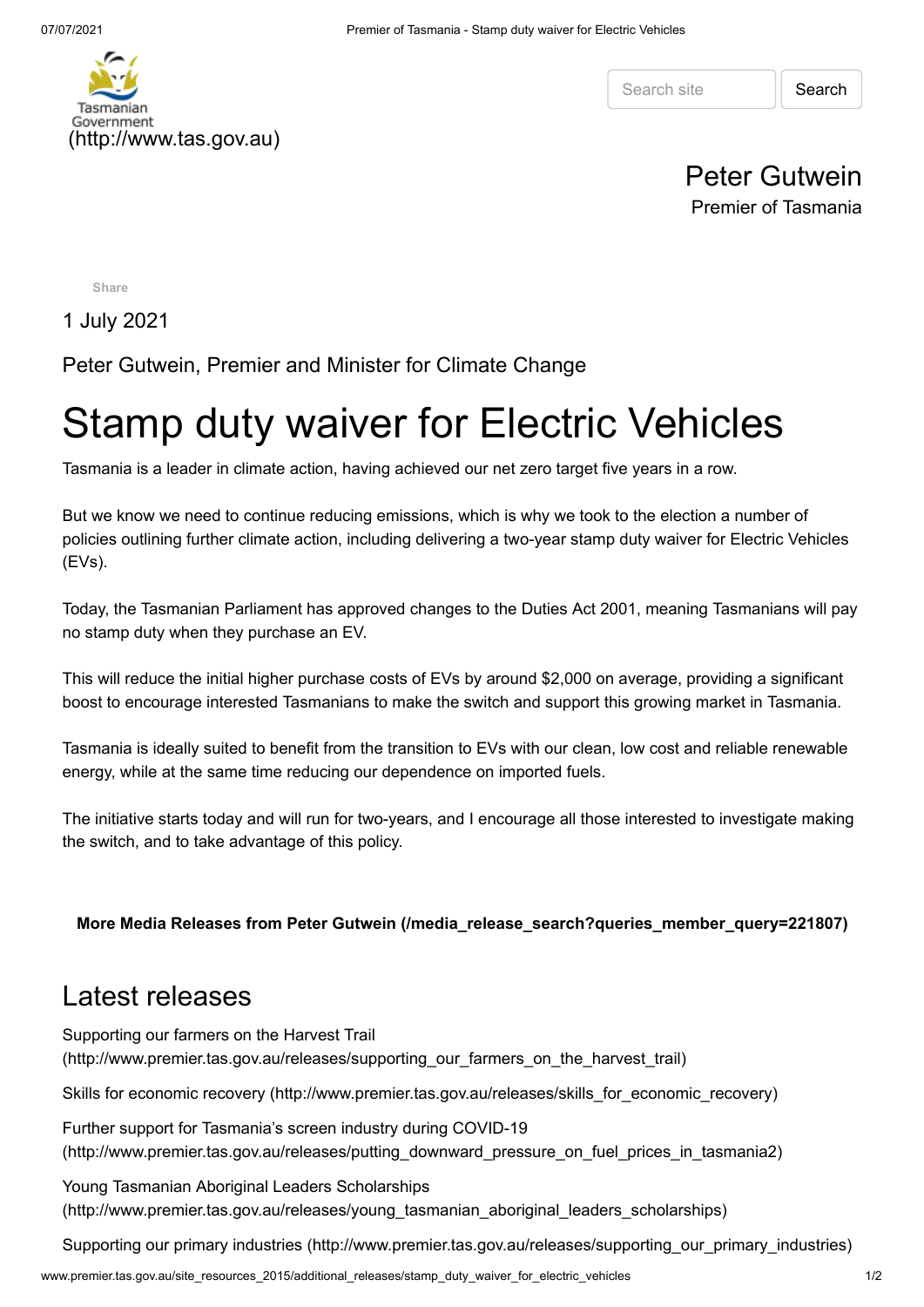Tasmanian Government (http://www.tas.gov.au)

Search site | Search

Peter Gutwein

Premier of Tasmania

Share

1 July 2021

Peter Gutwein, Premier and Minister for Climate Change

# Stamp duty waiver for Electric Vehicles

Tasmania is a leader in climate action, having achieved our net zero target five years in a row.

But we know we need to continue reducing emissions, which is why we took to the election a number of policies outlining further climate action, including delivering a two-year stamp duty waiver for Electric Vehicles (EVs).

Today, the Tasmanian Parliament has approved changes to the Duties Act 2001, meaning Tasmanians will pay no stamp duty when they purchase an EV.

This will reduce the initial higher purchase costs of EVs by around $2,000 on average, providing a significant boost to encourage interested Tasmanians to make the switch and support this growing market in Tasmania.

Tasmania is ideally suited to benefit from the transition to EVs with our clean, low cost and reliable renewable energy, while at the same time reducing our dependence on imported fuels.

The initiative starts today and will run for two-years, and I encourage all those interested to investigate making the switch, and to take advantage of this policy.

**More Media Releases from Peter Gutwein (/media_release_search?queries_member_query=221807)**

## Latest releases

Supporting our farmers on the Harvest Trail (http://www.premier.tas.gov.au/releases/supporting_our_farmers_on_the_harvest_trail)

Skills for economic recovery (http://www.premier.tas.gov.au/releases/skills_for_economic_recovery)

Further support for Tasmania's screen industry during COVID-19 (http://www.premier.tas.gov.au/releases/putting_downward_pressure_on_fuel_prices_in_tasmania2)

Young Tasmanian Aboriginal Leaders Scholarships (http://www.premier.tas.gov.au/releases/young_tasmanian_aboriginal_leaders_scholarships)

Supporting our primary industries (http://www.premier.tas.gov.au/releases/supporting_our_primary_industries)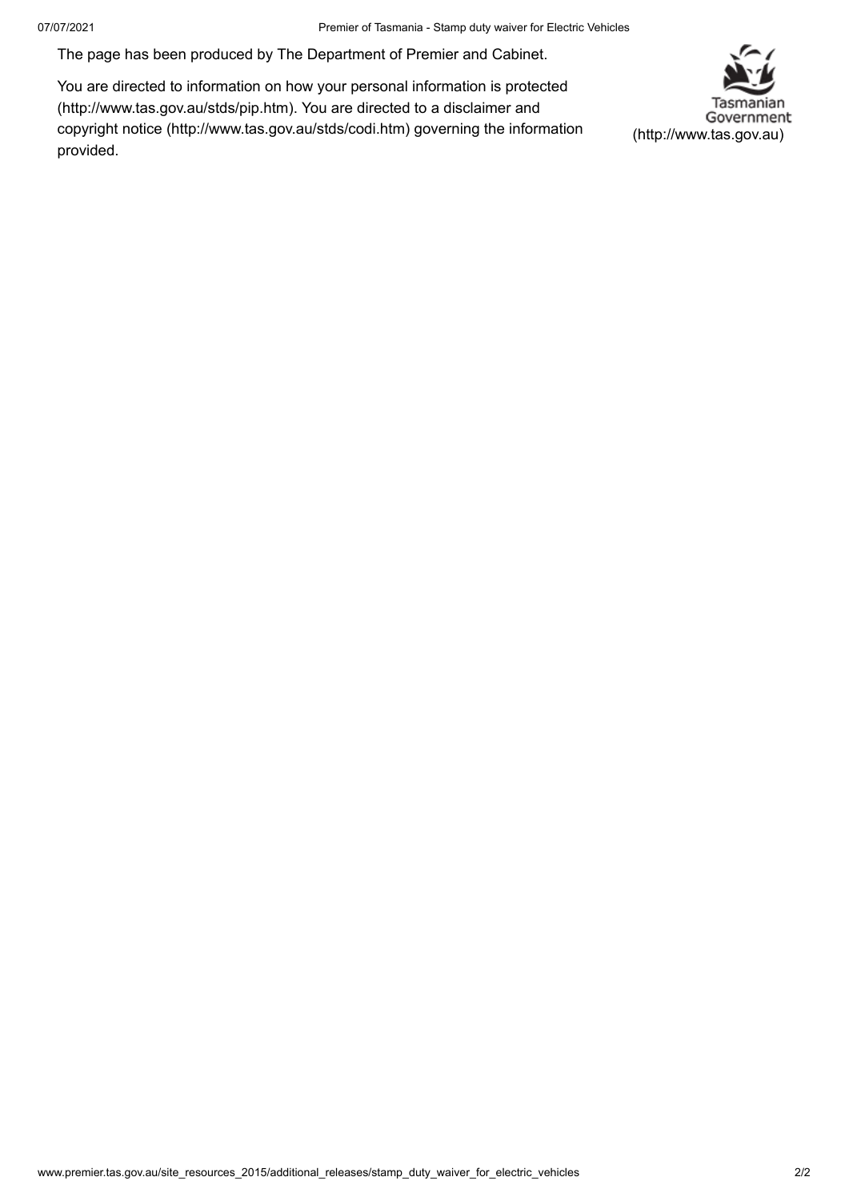The page has been produced by The Department of Premier and Cabinet.

You are directed to information on how your personal information is protected (http://www.tas.gov.au/stds/pip.htm). You are directed to a disclaimer and copyright notice (http://www.tas.gov.au/stds/codi.htm) governing the information provided.

Tasmanian Government
(http://www.tas.gov.au)